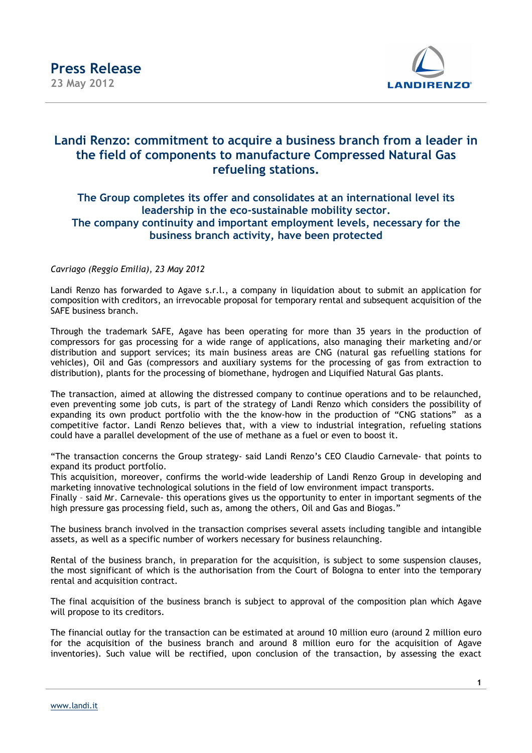# Press Release

**23 May 2012**

## Landi Renzo: commitment to acquire a business branch from a leader in the field of components to manufacture Compressed Natural Gas refueling stations.

### The Group completes its offer and consolidates at an international level its leadership in the eco-sustainable mobility sector.
### The company continuity and important employment levels, necessary for the business branch activity, have been protected

*Cavriago (Reggio Emilia), 23 May 2012*

Landi Renzo has forwarded to Agave s.r.l., a company in liquidation about to submit an application for composition with creditors, an irrevocable proposal for temporary rental and subsequent acquisition of the SAFE business branch.

Through the trademark SAFE, Agave has been operating for more than 35 years in the production of compressors for gas processing for a wide range of applications, also managing their marketing and/or distribution and support services; its main business areas are CNG (natural gas refuelling stations for vehicles), Oil and Gas (compressors and auxiliary systems for the processing of gas from extraction to distribution), plants for the processing of biomethane, hydrogen and Liquified Natural Gas plants.

The transaction, aimed at allowing the distressed company to continue operations and to be relaunched, even preventing some job cuts, is part of the strategy of Landi Renzo which considers the possibility of expanding its own product portfolio with the the know-how in the production of "CNG stations" as a competitive factor. Landi Renzo believes that, with a view to industrial integration, refueling stations could have a parallel development of the use of methane as a fuel or even to boost it.

"The transaction concerns the Group strategy- said Landi Renzo's CEO Claudio Carnevale- that points to expand its product portfolio.
This acquisition, moreover, confirms the world-wide leadership of Landi Renzo Group in developing and marketing innovative technological solutions in the field of low environment impact transports.
Finally – said Mr. Carnevale- this operations gives us the opportunity to enter in important segments of the high pressure gas processing field, such as, among the others, Oil and Gas and Biogas."

The business branch involved in the transaction comprises several assets including tangible and intangible assets, as well as a specific number of workers necessary for business relaunching.

Rental of the business branch, in preparation for the acquisition, is subject to some suspension clauses, the most significant of which is the authorisation from the Court of Bologna to enter into the temporary rental and acquisition contract.

The final acquisition of the business branch is subject to approval of the composition plan which Agave will propose to its creditors.

The financial outlay for the transaction can be estimated at around 10 million euro (around 2 million euro for the acquisition of the business branch and around 8 million euro for the acquisition of Agave inventories). Such value will be rectified, upon conclusion of the transaction, by assessing the exact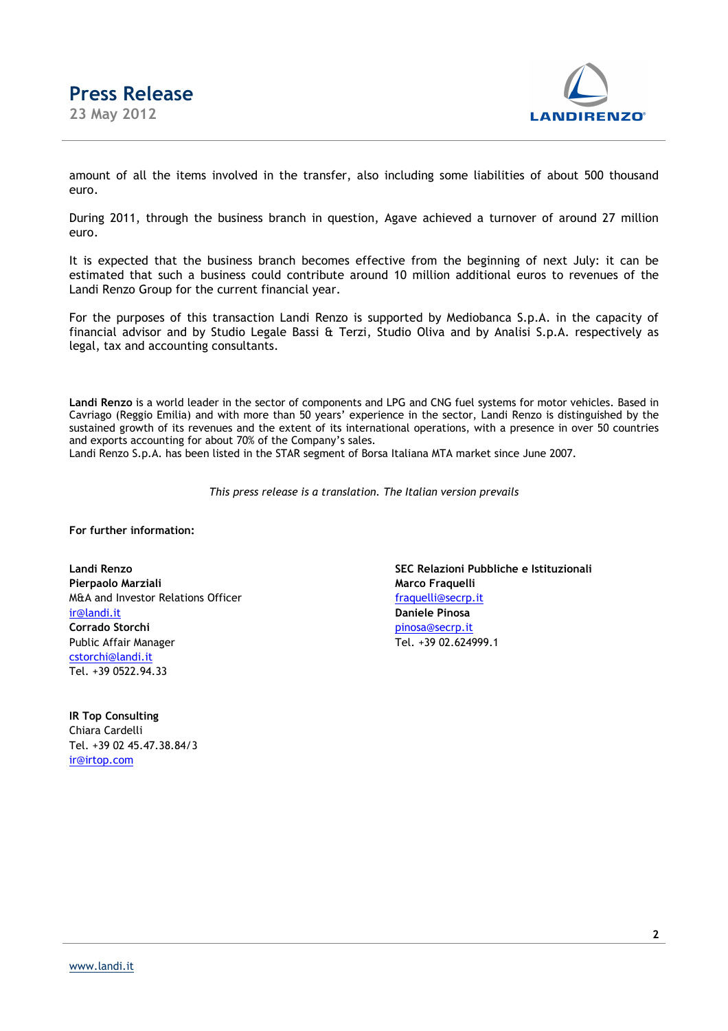amount of all the items involved in the transfer, also including some liabilities of about 500 thousand euro.

During 2011, through the business branch in question, Agave achieved a turnover of around 27 million euro.

It is expected that the business branch becomes effective from the beginning of next July: it can be estimated that such a business could contribute around 10 million additional euros to revenues of the Landi Renzo Group for the current financial year.

For the purposes of this transaction Landi Renzo is supported by Mediobanca S.p.A. in the capacity of financial advisor and by Studio Legale Bassi & Terzi, Studio Oliva and by Analisi S.p.A. respectively as legal, tax and accounting consultants.

**Landi Renzo** is a world leader in the sector of components and LPG and CNG fuel systems for motor vehicles. Based in Cavriago (Reggio Emilia) and with more than 50 years' experience in the sector, Landi Renzo is distinguished by the sustained growth of its revenues and the extent of its international operations, with a presence in over 50 countries and exports accounting for about 70% of the Company's sales.
Landi Renzo S.p.A. has been listed in the STAR segment of Borsa Italiana MTA market since June 2007.

*This press release is a translation. The Italian version prevails*

**For further information:**

**Landi Renzo**
**Pierpaolo Marziali**
M&A and Investor Relations Officer
ir@landi.it
**Corrado Storchi**
Public Affair Manager
cstorchi@landi.it
Tel. +39 0522.94.33

**SEC Relazioni Pubbliche e Istituzionali**
**Marco Fraquelli**
fraquelli@secrp.it
**Daniele Pinosa**
pinosa@secrp.it
Tel. +39 02.624999.1

**IR Top Consulting**
Chiara Cardelli
Tel. +39 02 45.47.38.84/3
ir@irtop.com